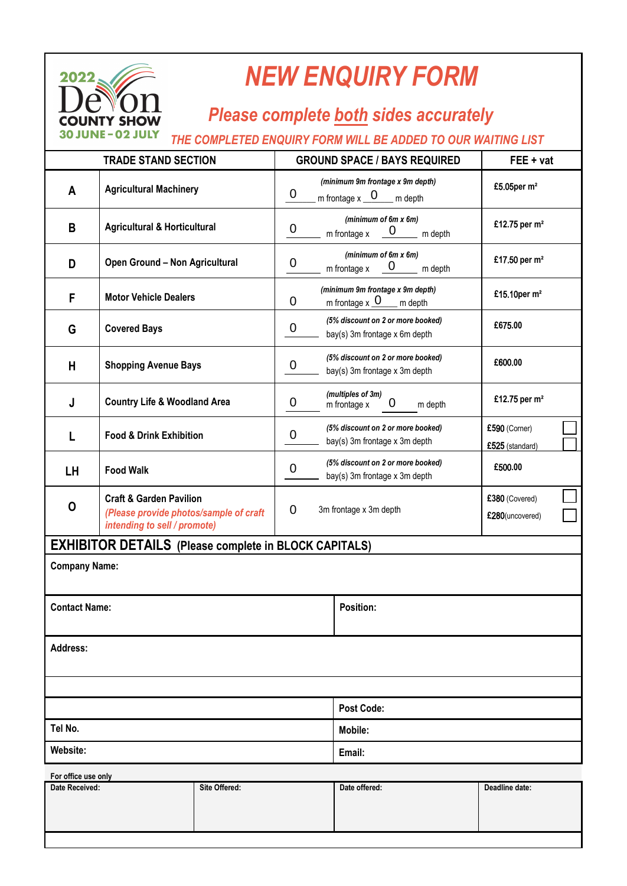2022 Devon County Show
30 JUNE - 02 JULY

# NEW ENQUIRY FORM

## *Please complete both sides accurately*

*THE COMPLETED ENQUIRY FORM WILL BE ADDED TO OUR WAITING LIST*

| | TRADE STAND SECTION | GROUND SPACE / BAYS REQUIRED | FEE + vat |
|---|---|---|---|
| A | Agricultural Machinery | *(minimum 9m frontage x 9m depth)* 0 m frontage x 0 m depth | £5.05per m² |
| B | Agricultural & Horticultural | *(minimum of 6m x 6m)* 0 m frontage x 0 m depth | £12.75 per m² |
| D | Open Ground – Non Agricultural | *(minimum of 6m x 6m)* 0 m frontage x 0 m depth | £17.50 per m² |
| F | Motor Vehicle Dealers | *(minimum 9m frontage x 9m depth)* 0 m frontage x 0 m depth | £15.10per m² |
| G | Covered Bays | 0 *(5% discount on 2 or more booked)* bay(s) 3m frontage x 6m depth | £675.00 |
| H | Shopping Avenue Bays | 0 *(5% discount on 2 or more booked)* bay(s) 3m frontage x 3m depth | £600.00 |
| J | Country Life & Woodland Area | 0 *(multiples of 3m)* m frontage x 0 m depth | £12.75 per m² |
| L | Food & Drink Exhibition | 0 *(5% discount on 2 or more booked)* bay(s) 3m frontage x 3m depth | £590 (Corner) ☐ £525 (standard) ☐ |
| LH | Food Walk | 0 *(5% discount on 2 or more booked)* bay(s) 3m frontage x 3m depth | £500.00 |
| O | Craft & Garden Pavilion *(Please provide photos/sample of craft intending to sell / promote)* | 0 3m frontage x 3m depth | £380 (Covered) ☐ £280(uncovered) ☐ |

## EXHIBITOR DETAILS (Please complete in BLOCK CAPITALS)

| | |
|---|---|
| **Company Name:** | |
| **Contact Name:** | **Position:** |
| **Address:** | |
| | |
| | **Post Code:** |
| **Tel No.** | **Mobile:** |
| **Website:** | **Email:** |

For office use only

| Date Received: | Site Offered: | Date offered: | Deadline date: |
|---|---|---|---|
| | | | |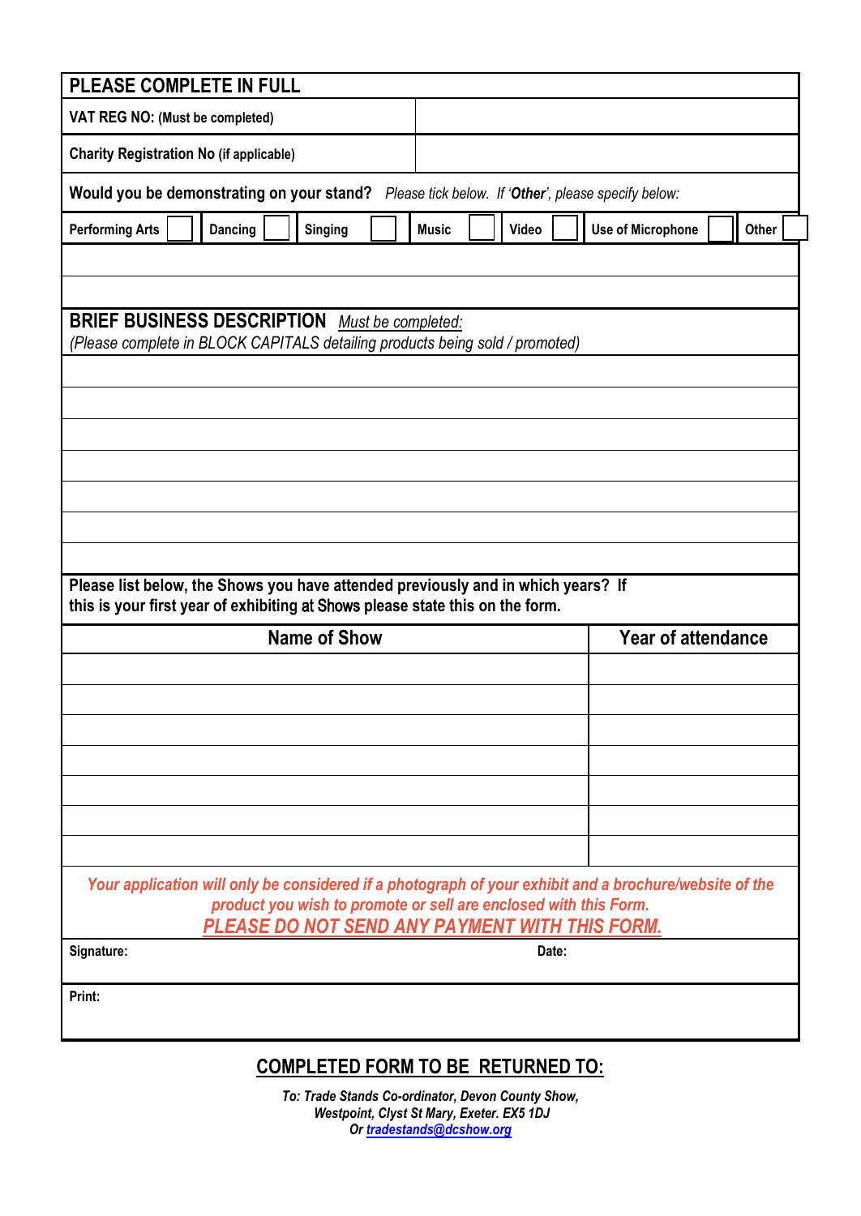**PLEASE COMPLETE IN FULL**

| | |
|---|---|
| **VAT REG NO:** (Must be completed) | |
| **Charity Registration No** (if applicable) | |

**Would you be demonstrating on your stand?** *Please tick below. If '**Other**', please specify below:*

| Performing Arts | | Dancing | | Singing | | Music | | Video | | Use of Microphone | | Other | |
|---|---|---|---|---|---|---|---|---|---|---|---|---|---|
| | | | | | | | | | | | | | |

**BRIEF BUSINESS DESCRIPTION** *Must be completed:*
*(Please complete in BLOCK CAPITALS detailing products being sold / promoted)*

**Please list below, the Shows you have attended previously and in which years? If this is your first year of exhibiting at Shows please state this on the form.**

| Name of Show | Year of attendance |
|---|---|
| | |
| | |
| | |
| | |
| | |
| | |
| | |

*Your application will only be considered if a photograph of your exhibit and a brochure/website of the product you wish to promote or sell are enclosed with this Form.*
***PLEASE DO NOT SEND ANY PAYMENT WITH THIS FORM.***

**Signature:** **Date:**

**Print:**

## COMPLETED FORM TO BE RETURNED TO:

*To: Trade Stands Co-ordinator, Devon County Show,*
*Westpoint, Clyst St Mary, Exeter. EX5 1DJ*
*Or tradestands@dcshow.org*